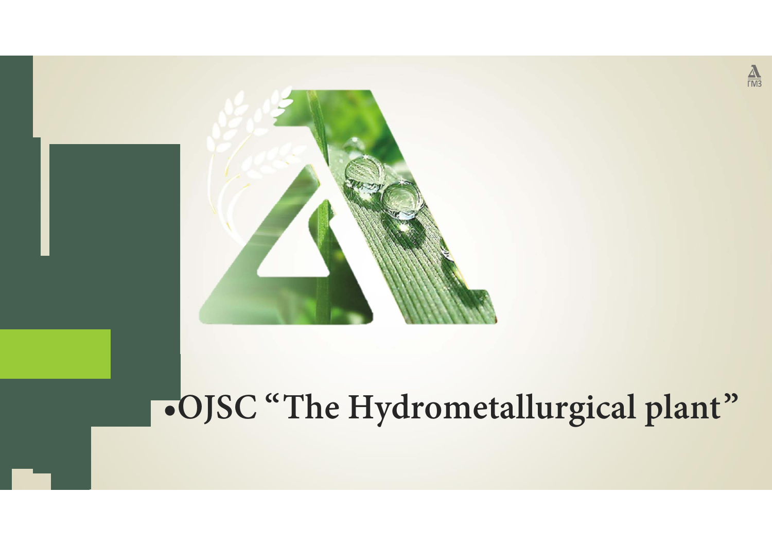# OJSC "The Hydrometallurgical plant"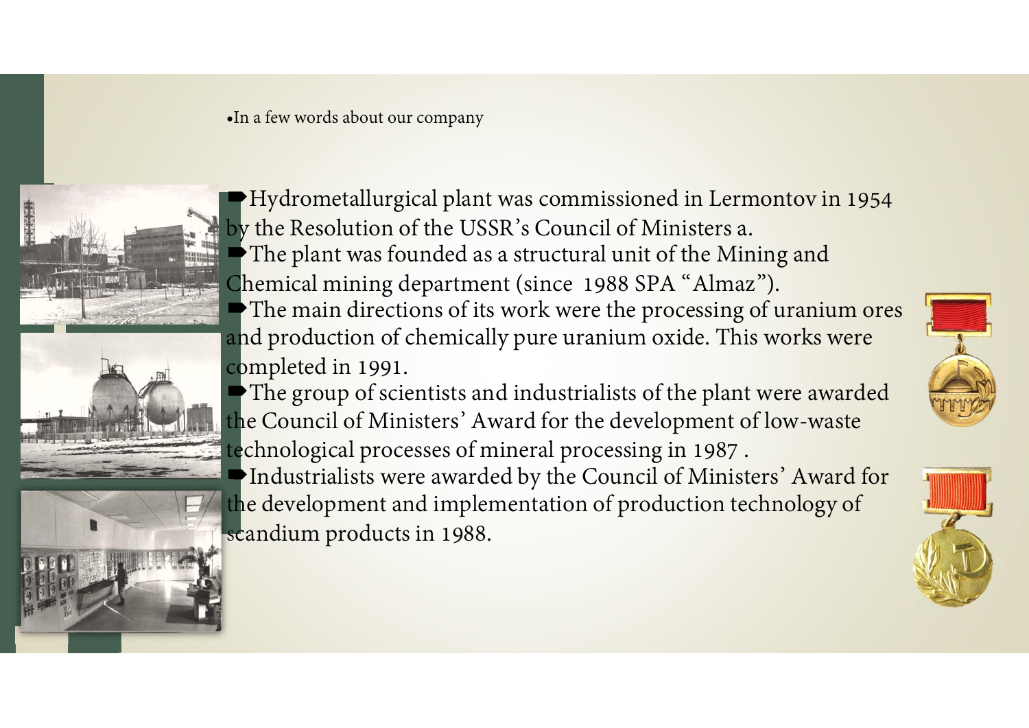- In a few words about our company

- Hydrometallurgical plant was commissioned in Lermontov in 1954 by the Resolution of the USSR's Council of Ministers a.
- The plant was founded as a structural unit of the Mining and Chemical mining department (since 1988 SPA "Almaz").
- The main directions of its work were the processing of uranium ores and production of chemically pure uranium oxide. This works were completed in 1991.
- The group of scientists and industrialists of the plant were awarded the Council of Ministers' Award for the development of low-waste technological processes of mineral processing in 1987 .
- Industrialists were awarded by the Council of Ministers' Award for the development and implementation of production technology of scandium products in 1988.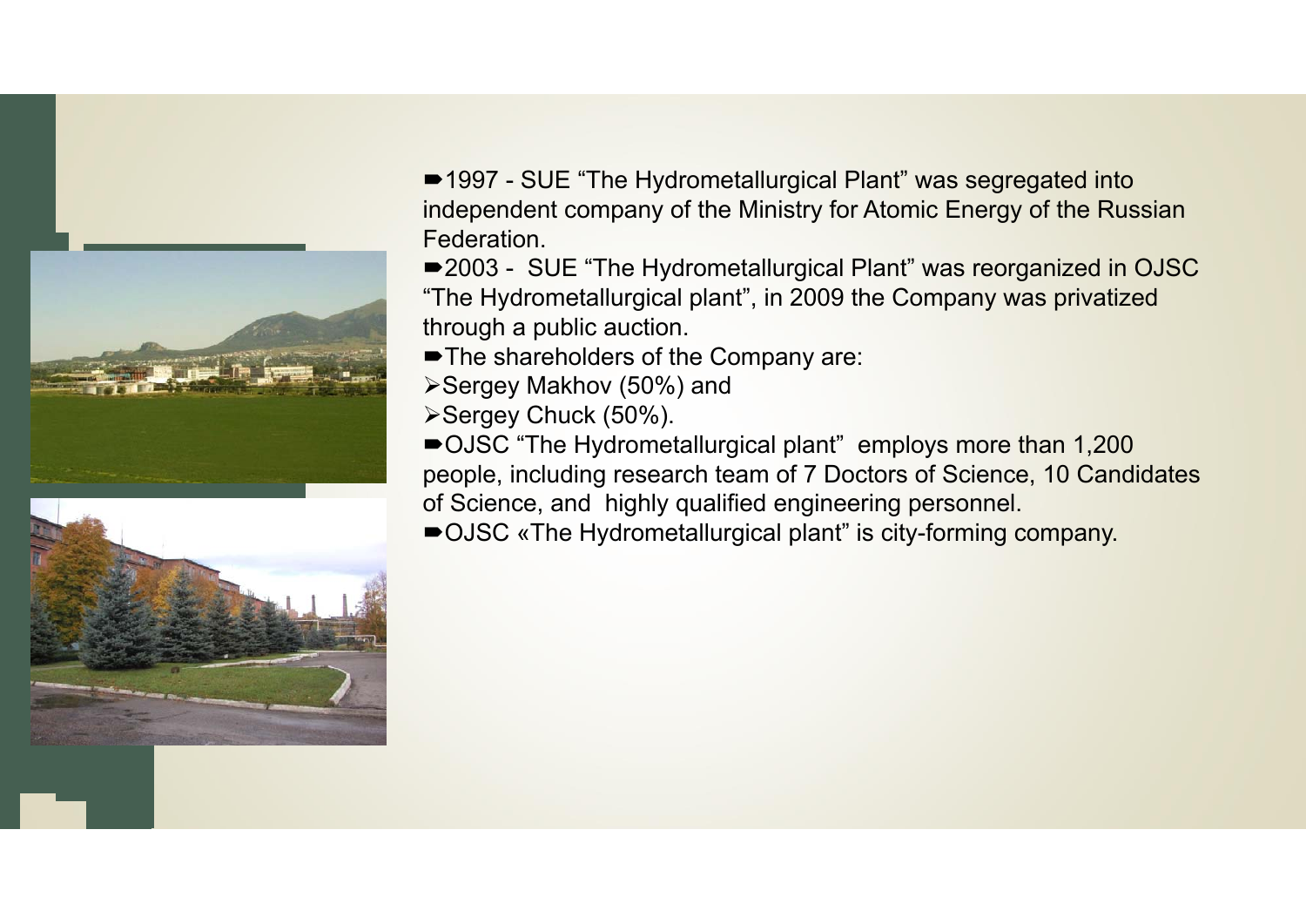- 1997 - SUE "The Hydrometallurgical Plant" was segregated into independent company of the Ministry for Atomic Energy of the Russian Federation.
- 2003 - SUE "The Hydrometallurgical Plant" was reorganized in OJSC "The Hydrometallurgical plant", in 2009 the Company was privatized through a public auction.
- The shareholders of the Company are:
  - Sergey Makhov (50%) and
  - Sergey Chuck (50%).
- OJSC "The Hydrometallurgical plant" employs more than 1,200 people, including research team of 7 Doctors of Science, 10 Candidates of Science, and highly qualified engineering personnel.
- OJSC «The Hydrometallurgical plant" is city-forming company.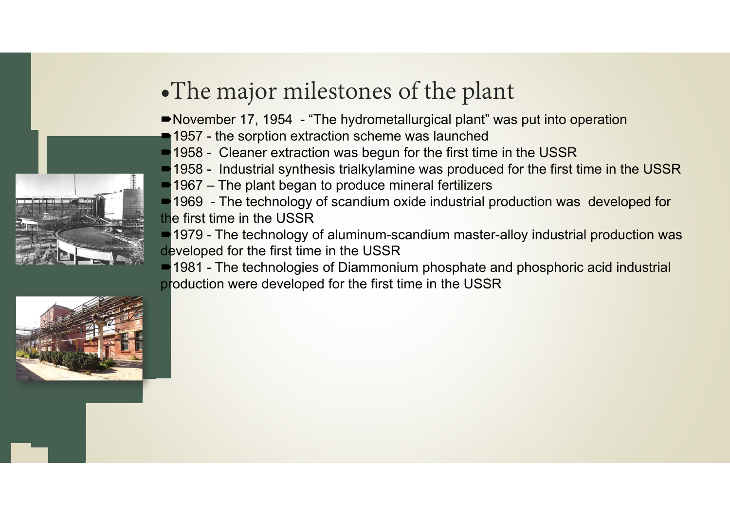# The major milestones of the plant

- November 17, 1954 - "The hydrometallurgical plant" was put into operation
- 1957 - the sorption extraction scheme was launched
- 1958 - Cleaner extraction was begun for the first time in the USSR
- 1958 - Industrial synthesis trialkylamine was produced for the first time in the USSR
- 1967 – The plant began to produce mineral fertilizers
- 1969 - The technology of scandium oxide industrial production was developed for the first time in the USSR
- 1979 - The technology of aluminum-scandium master-alloy industrial production was developed for the first time in the USSR
- 1981 - The technologies of Diammonium phosphate and phosphoric acid industrial production were developed for the first time in the USSR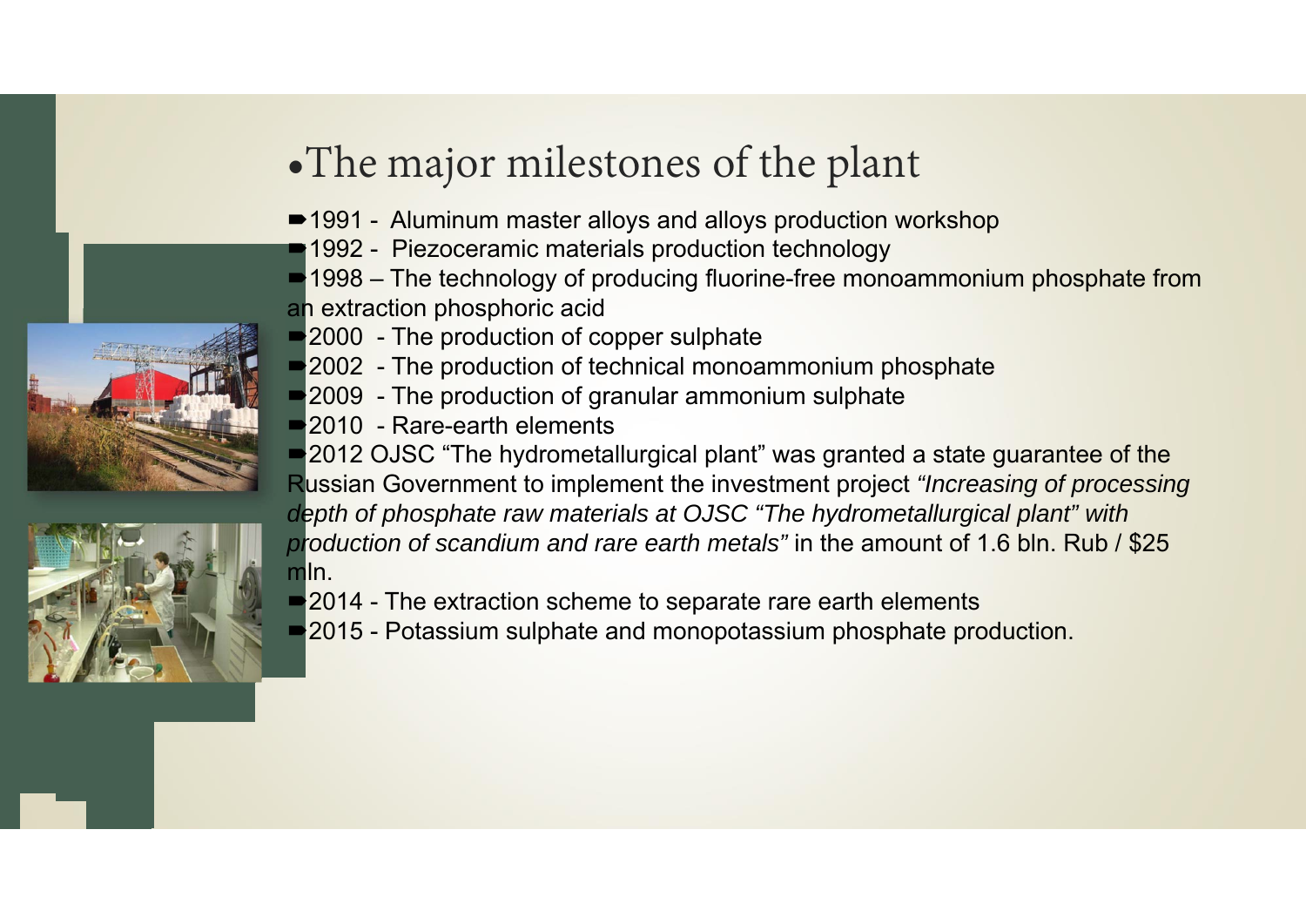# The major milestones of the plant

- 1991 - Aluminum master alloys and alloys production workshop
- 1992 - Piezoceramic materials production technology
- 1998 – The technology of producing fluorine-free monoammonium phosphate from an extraction phosphoric acid
- 2000 - The production of copper sulphate
- 2002 - The production of technical monoammonium phosphate
- 2009 - The production of granular ammonium sulphate
- 2010 - Rare-earth elements
- 2012 OJSC "The hydrometallurgical plant" was granted a state guarantee of the Russian Government to implement the investment project *"Increasing of processing depth of phosphate raw materials at OJSC "The hydrometallurgical plant" with production of scandium and rare earth metals"* in the amount of 1.6 bln. Rub / $25 mln.
- 2014 - The extraction scheme to separate rare earth elements
- 2015 - Potassium sulphate and monopotassium phosphate production.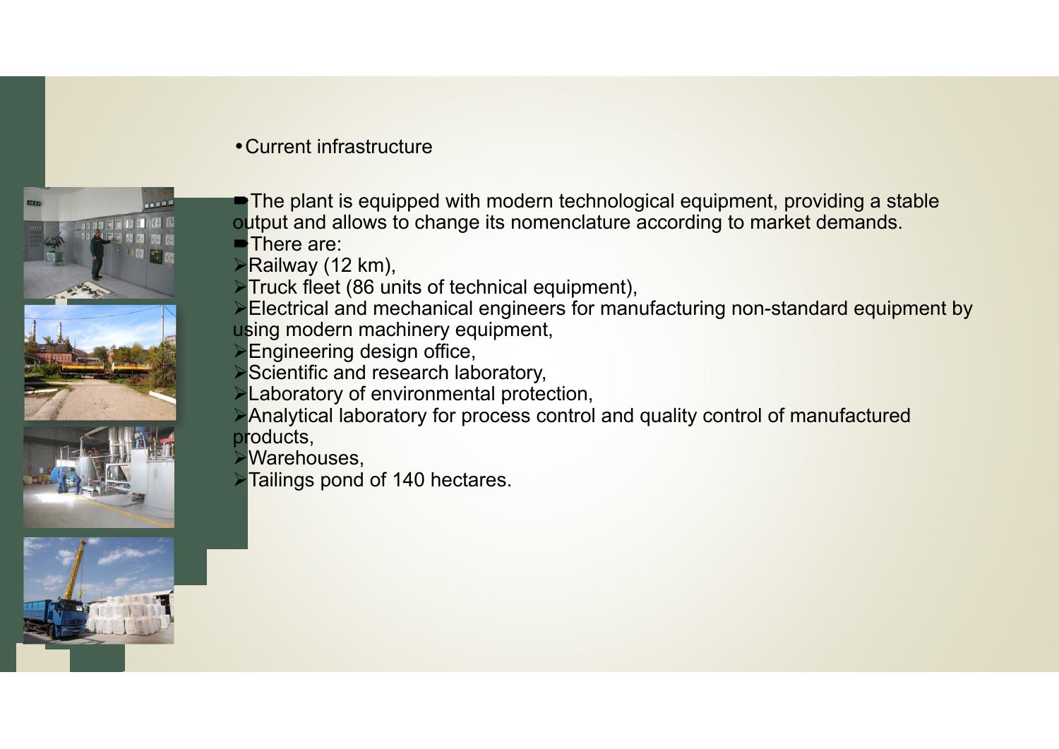- Current infrastructure

- The plant is equipped with modern technological equipment, providing a stable output and allows to change its nomenclature according to market demands.
- There are:
  - Railway (12 km),
  - Truck fleet (86 units of technical equipment),
  - Electrical and mechanical engineers for manufacturing non-standard equipment by using modern machinery equipment,
  - Engineering design office,
  - Scientific and research laboratory,
  - Laboratory of environmental protection,
  - Analytical laboratory for process control and quality control of manufactured products,
  - Warehouses,
  - Tailings pond of 140 hectares.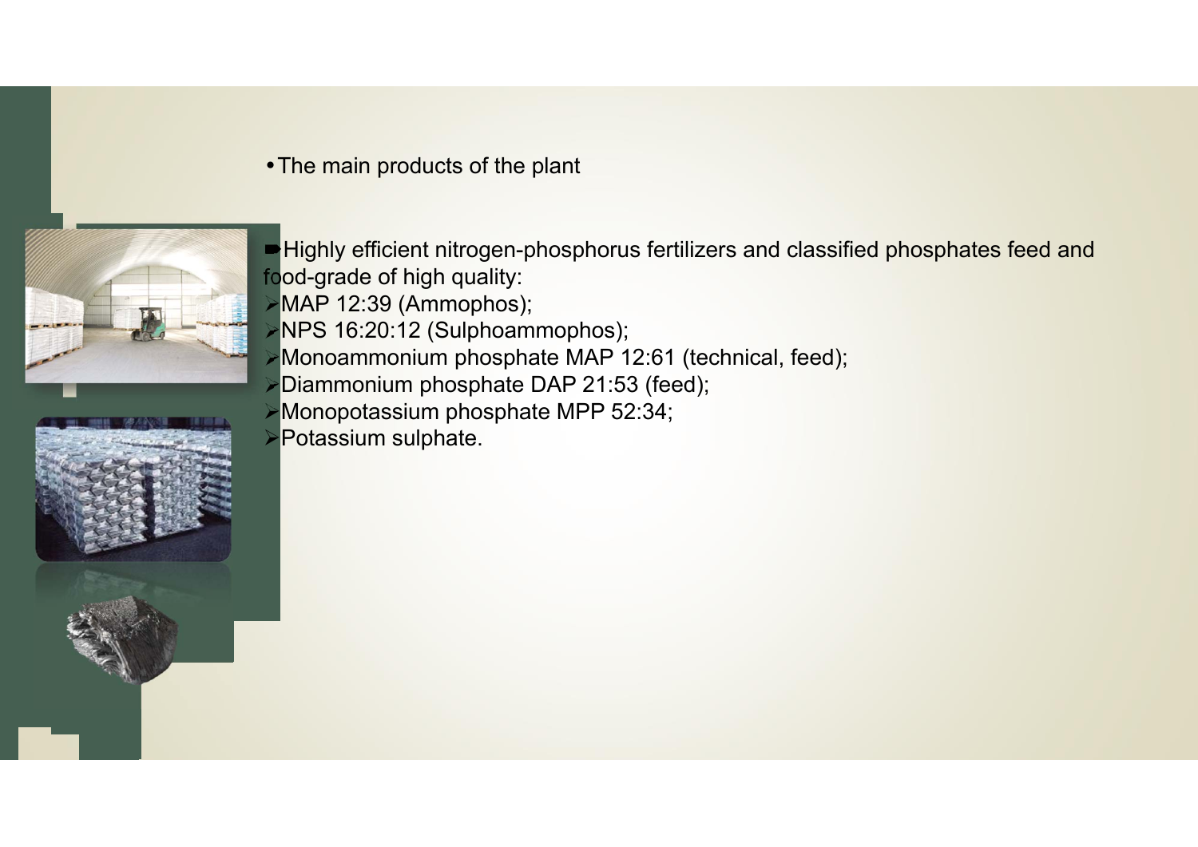- The main products of the plant

Highly efficient nitrogen-phosphorus fertilizers and classified phosphates feed and food-grade of high quality:

- MAP 12:39 (Ammophos);
- NPS 16:20:12 (Sulphoammophos);
- Monoammonium phosphate MAP 12:61 (technical, feed);
- Diammonium phosphate DAP 21:53 (feed);
- Monopotassium phosphate MPP 52:34;
- Potassium sulphate.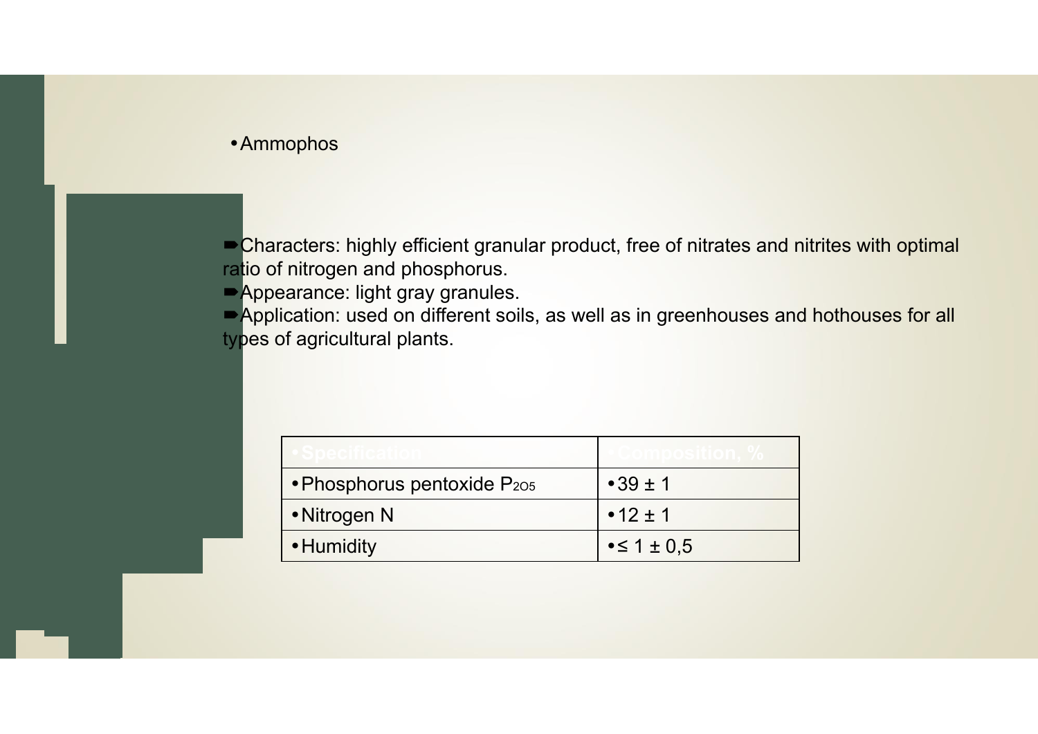- Ammophos

➨Characters: highly efficient granular product, free of nitrates and nitrites with optimal ratio of nitrogen and phosphorus.
➨Appearance: light gray granules.
➨Application: used on different soils, as well as in greenhouses and hothouses for all types of agricultural plants.

| Specification | Composition, % |
|---|---|
| Phosphorus pentoxide $P_2O_5$ | 39 ± 1 |
| Nitrogen N | 12 ± 1 |
| Humidity | ≤ 1 ± 0,5 |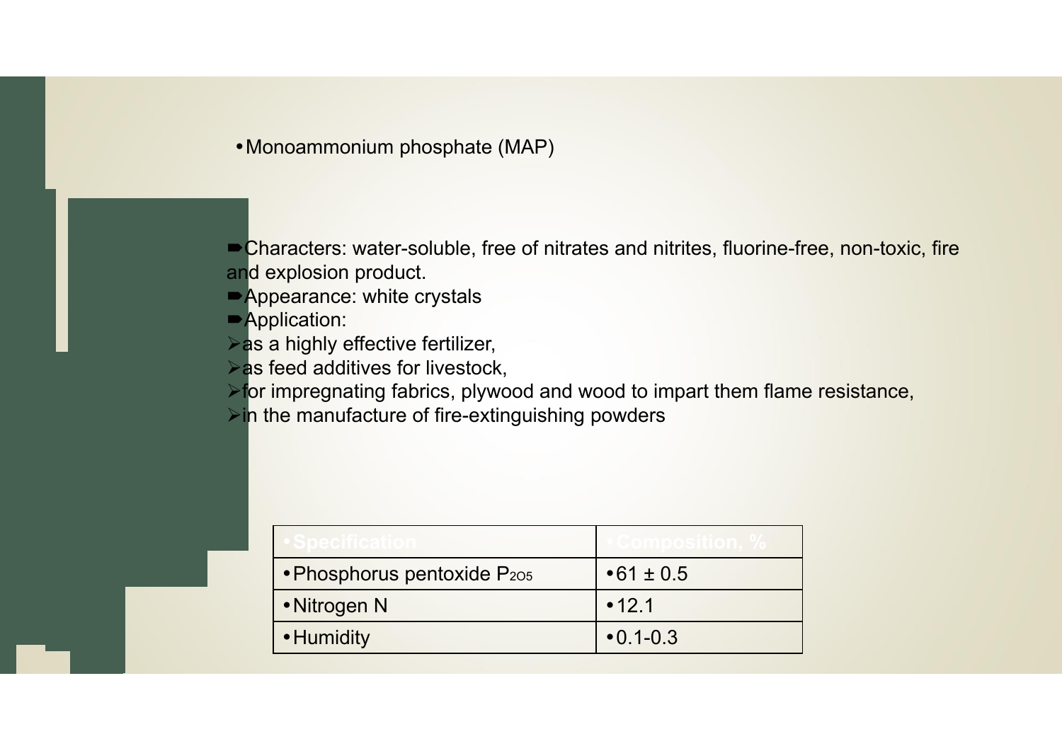- Monoammonium phosphate (MAP)

➨Characters: water-soluble, free of nitrates and nitrites, fluorine-free, non-toxic, fire and explosion product.
➨Appearance: white crystals
➨Application:
➢as a highly effective fertilizer,
➢as feed additives for livestock,
➢for impregnating fabrics, plywood and wood to impart them flame resistance,
➢in the manufacture of fire-extinguishing powders

| Specification | Composition, % |
|---|---|
| Phosphorus pentoxide $P_2O_5$ | 61 ± 0.5 |
| Nitrogen N | 12.1 |
| Humidity | 0.1-0.3 |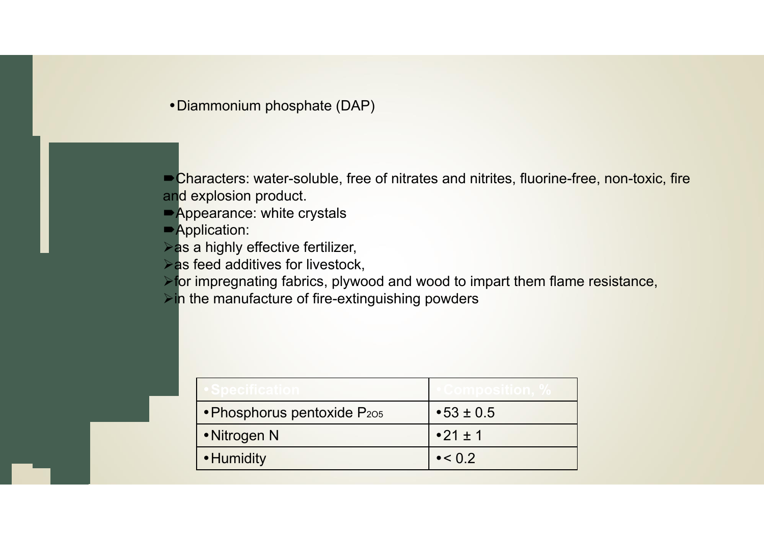- Diammonium phosphate (DAP)

➨Characters: water-soluble, free of nitrates and nitrites, fluorine-free, non-toxic, fire and explosion product.

➨Appearance: white crystals

➨Application:

- as a highly effective fertilizer,
- as feed additives for livestock,
- for impregnating fabrics, plywood and wood to impart them flame resistance,
- in the manufacture of fire-extinguishing powders

| Specification | Composition, % |
|---|---|
| Phosphorus pentoxide $P_2O_5$ | 53 ± 0.5 |
| Nitrogen N | 21 ± 1 |
| Humidity | < 0.2 |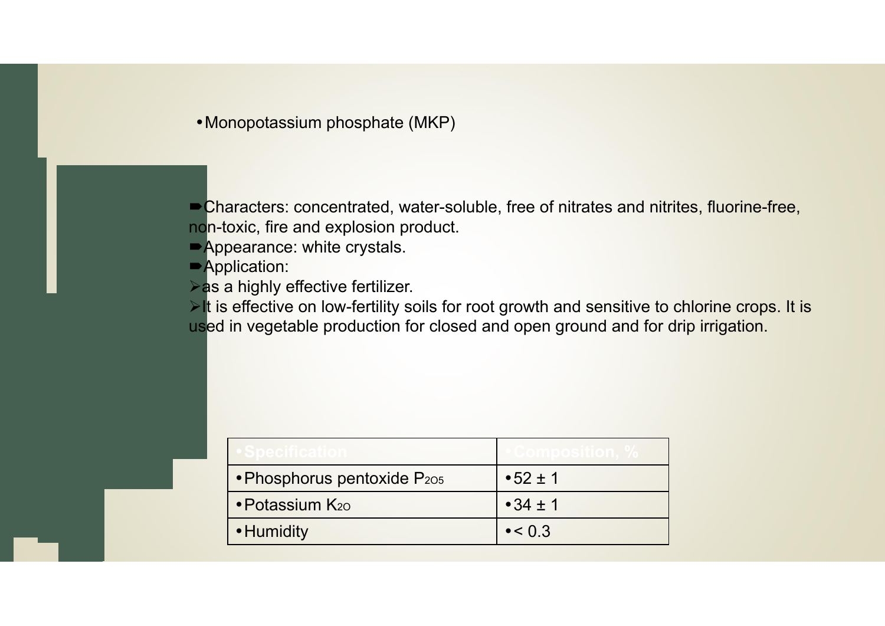- Monopotassium phosphate (MKP)

➨Characters: concentrated, water-soluble, free of nitrates and nitrites, fluorine-free, non-toxic, fire and explosion product.

➨Appearance: white crystals.

➨Application:

➢as a highly effective fertilizer.

➢It is effective on low-fertility soils for root growth and sensitive to chlorine crops. It is used in vegetable production for closed and open ground and for drip irrigation.

| Specification | Composition, % |
|---|---|
| Phosphorus pentoxide $P_2O_5$ | 52 ± 1 |
| Potassium $K_2O$ | 34 ± 1 |
| Humidity | < 0.3 |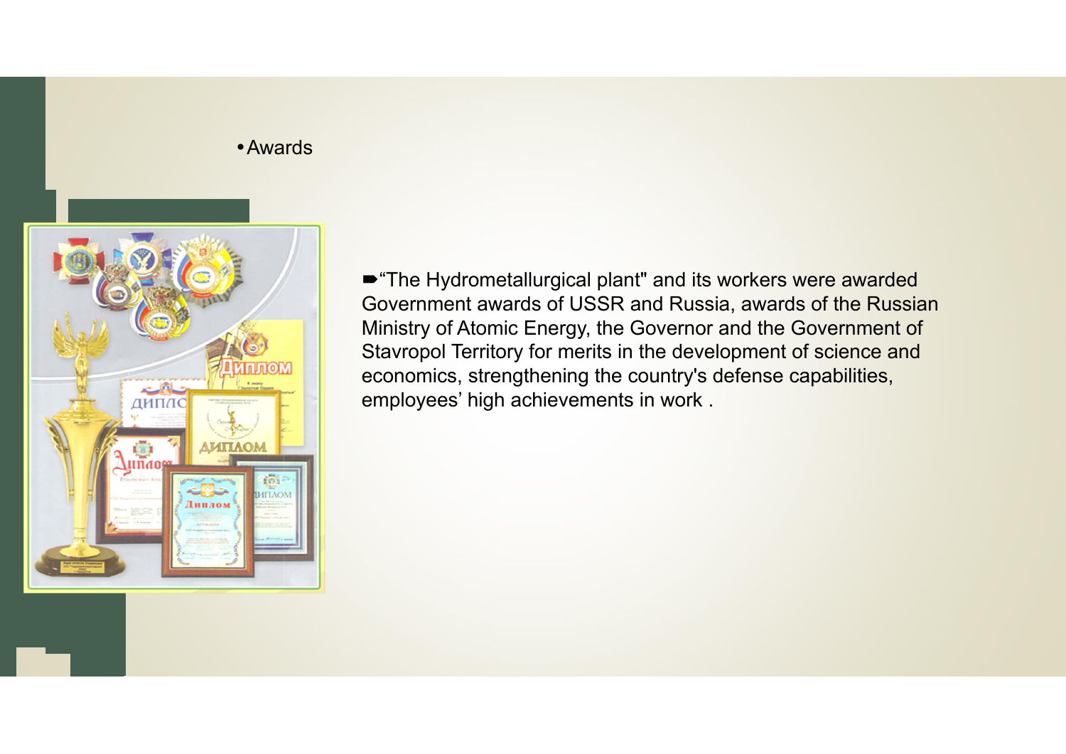- Awards

➨"The Hydrometallurgical plant" and its workers were awarded Government awards of USSR and Russia, awards of the Russian Ministry of Atomic Energy, the Governor and the Government of Stavropol Territory for merits in the development of science and economics, strengthening the country's defense capabilities, employees' high achievements in work .